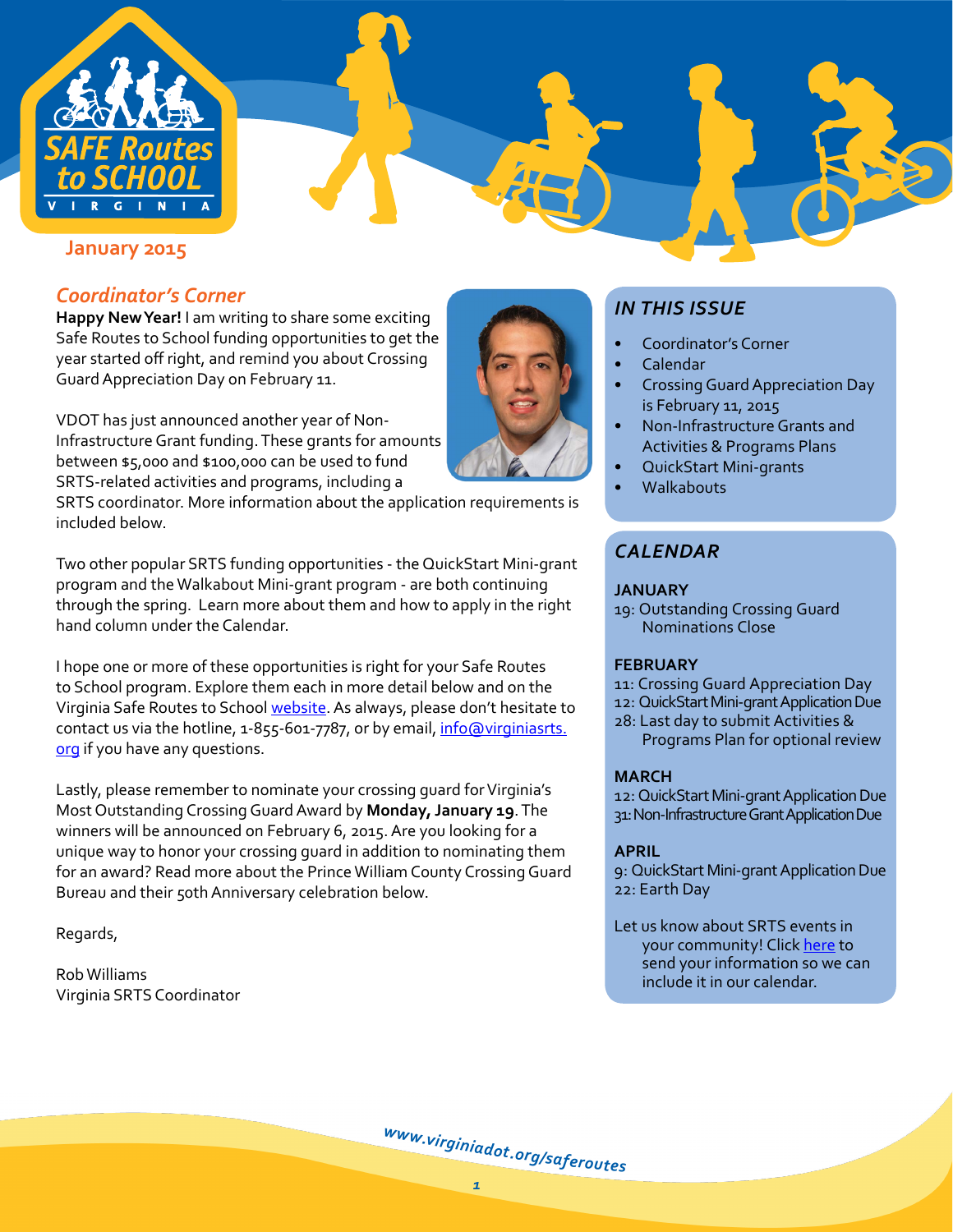# SAFE Routes to SCHOOL VIRGINIA

January 2015

## *Coordinator's Corner*

**Happy New Year!** I am writing to share some exciting Safe Routes to School funding opportunities to get the year started off right, and remind you about Crossing Guard Appreciation Day on February 11.

VDOT has just announced another year of Non-Infrastructure Grant funding. These grants for amounts between $5,000 and $100,000 can be used to fund SRTS-related activities and programs, including a SRTS coordinator. More information about the application requirements is included below.

Two other popular SRTS funding opportunities - the QuickStart Mini-grant program and the Walkabout Mini-grant program - are both continuing through the spring. Learn more about them and how to apply in the right hand column under the Calendar.

I hope one or more of these opportunities is right for your Safe Routes to School program. Explore them each in more detail below and on the Virginia Safe Routes to School website. As always, please don't hesitate to contact us via the hotline, 1-855-601-7787, or by email, info@virginiasrts.org if you have any questions.

Lastly, please remember to nominate your crossing guard for Virginia's Most Outstanding Crossing Guard Award by **Monday, January 19**. The winners will be announced on February 6, 2015. Are you looking for a unique way to honor your crossing guard in addition to nominating them for an award? Read more about the Prince William County Crossing Guard Bureau and their 50th Anniversary celebration below.

Regards,

Rob Williams
Virginia SRTS Coordinator

## *IN THIS ISSUE*

- Coordinator's Corner
- Calendar
- Crossing Guard Appreciation Day is February 11, 2015
- Non-Infrastructure Grants and Activities & Programs Plans
- QuickStart Mini-grants
- Walkabouts

## *CALENDAR*

**JANUARY**

19: Outstanding Crossing Guard Nominations Close

**FEBRUARY**

11: Crossing Guard Appreciation Day
12: QuickStart Mini-grant Application Due
28: Last day to submit Activities & Programs Plan for optional review

**MARCH**

12: QuickStart Mini-grant Application Due
31: Non-Infrastructure Grant Application Due

**APRIL**

9: QuickStart Mini-grant Application Due
22: Earth Day

Let us know about SRTS events in your community! Click here to send your information so we can include it in our calendar.

www.virginiadot.org/saferoutes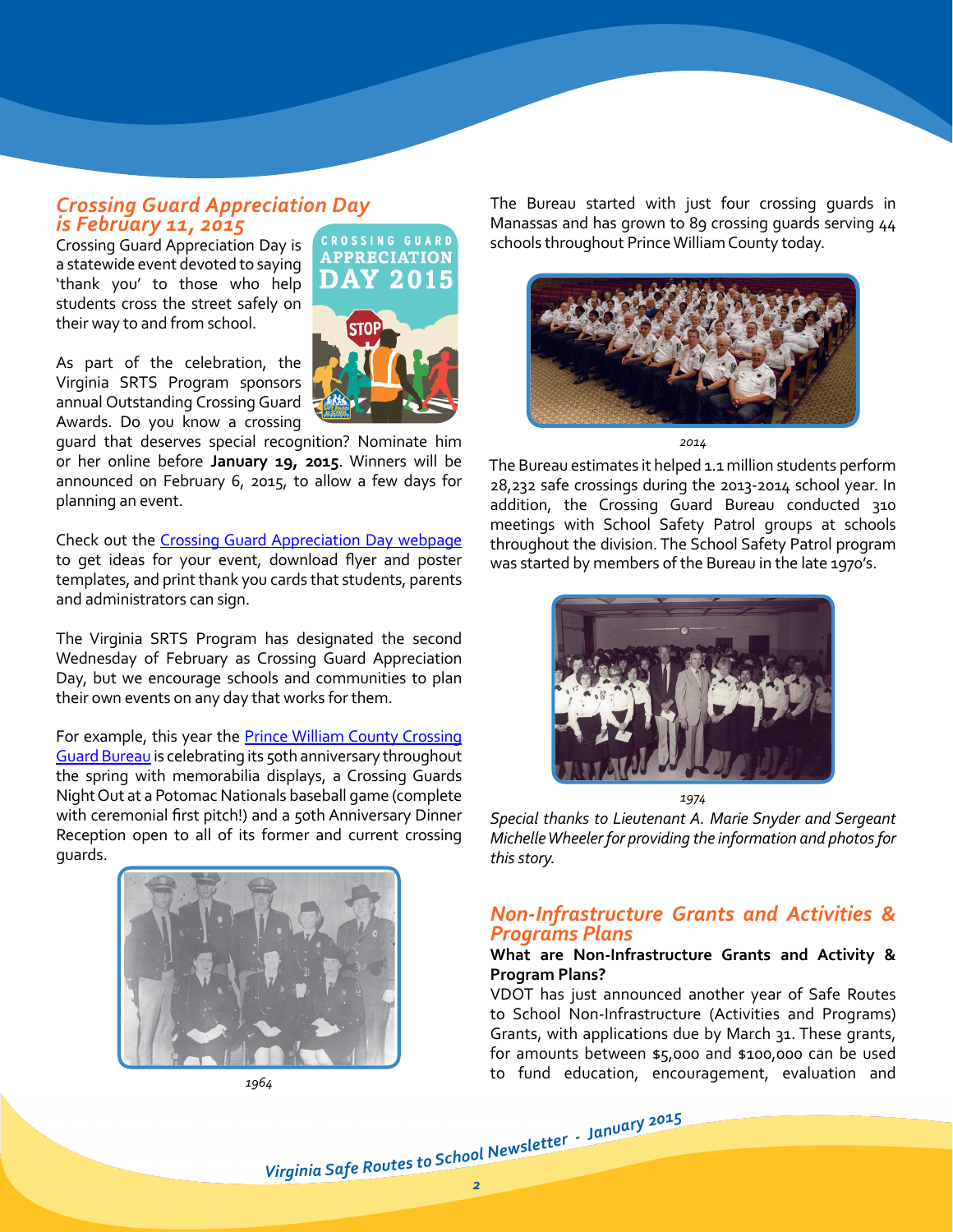## *Crossing Guard Appreciation Day is February 11, 2015*

Crossing Guard Appreciation Day is a statewide event devoted to saying 'thank you' to those who help students cross the street safely on their way to and from school.

As part of the celebration, the Virginia SRTS Program sponsors annual Outstanding Crossing Guard Awards. Do you know a crossing guard that deserves special recognition? Nominate him or her online before **January 19, 2015**. Winners will be announced on February 6, 2015, to allow a few days for planning an event.

Check out the [Crossing Guard Appreciation Day webpage] to get ideas for your event, download flyer and poster templates, and print thank you cards that students, parents and administrators can sign.

The Virginia SRTS Program has designated the second Wednesday of February as Crossing Guard Appreciation Day, but we encourage schools and communities to plan their own events on any day that works for them.

For example, this year the [Prince William County Crossing Guard Bureau] is celebrating its 50th anniversary throughout the spring with memorabilia displays, a Crossing Guards Night Out at a Potomac Nationals baseball game (complete with ceremonial first pitch!) and a 50th Anniversary Dinner Reception open to all of its former and current crossing guards.

*1964*

The Bureau started with just four crossing guards in Manassas and has grown to 89 crossing guards serving 44 schools throughout Prince William County today.

*2014*

The Bureau estimates it helped 1.1 million students perform 28,232 safe crossings during the 2013-2014 school year. In addition, the Crossing Guard Bureau conducted 310 meetings with School Safety Patrol groups at schools throughout the division. The School Safety Patrol program was started by members of the Bureau in the late 1970's.

*1974*

*Special thanks to Lieutenant A. Marie Snyder and Sergeant Michelle Wheeler for providing the information and photos for this story.*

## *Non-Infrastructure Grants and Activities & Programs Plans*

**What are Non-Infrastructure Grants and Activity & Program Plans?**

VDOT has just announced another year of Safe Routes to School Non-Infrastructure (Activities and Programs) Grants, with applications due by March 31. These grants, for amounts between $5,000 and $100,000 can be used to fund education, encouragement, evaluation and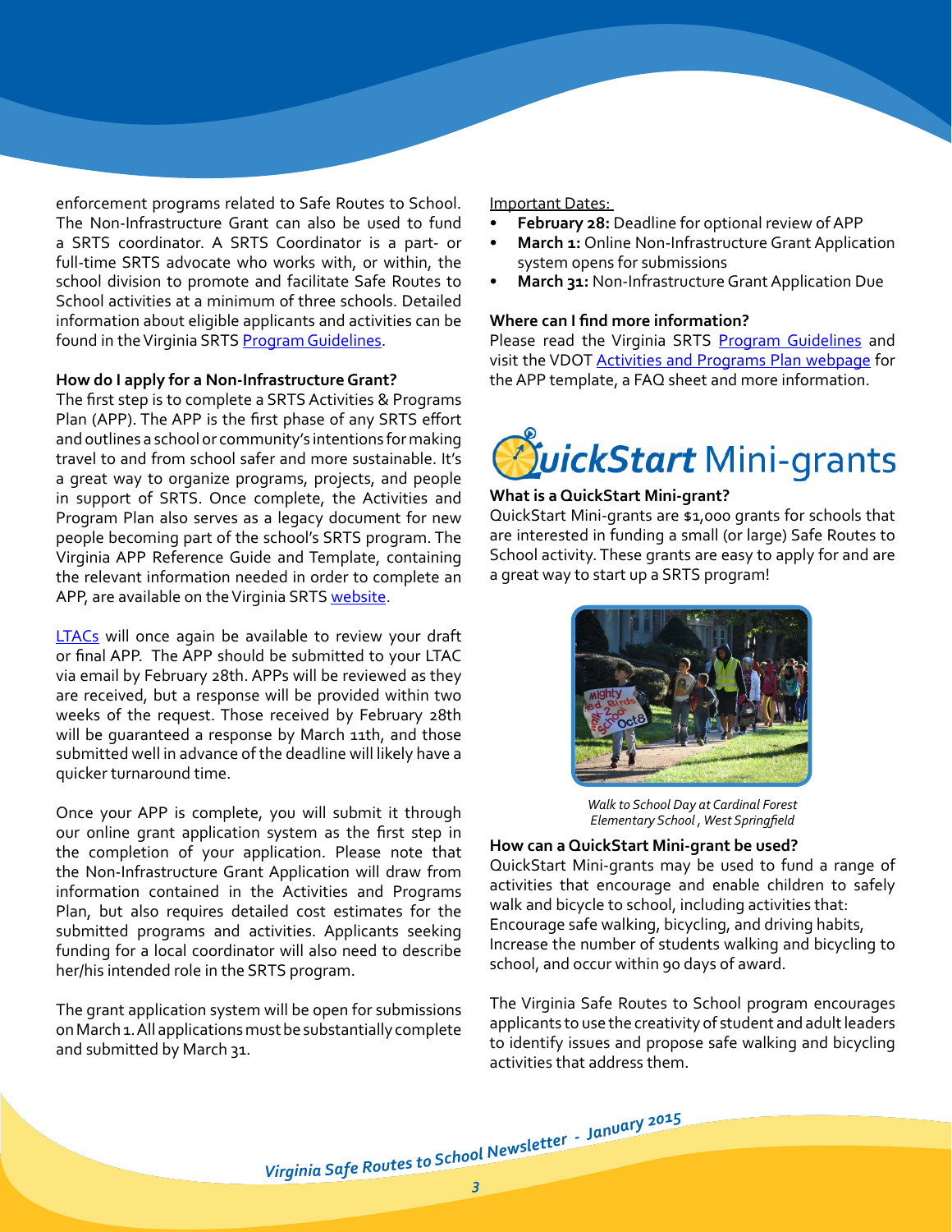enforcement programs related to Safe Routes to School. The Non-Infrastructure Grant can also be used to fund a SRTS coordinator. A SRTS Coordinator is a part- or full-time SRTS advocate who works with, or within, the school division to promote and facilitate Safe Routes to School activities at a minimum of three schools. Detailed information about eligible applicants and activities can be found in the Virginia SRTS Program Guidelines.

**How do I apply for a Non-Infrastructure Grant?**

The first step is to complete a SRTS Activities & Programs Plan (APP). The APP is the first phase of any SRTS effort and outlines a school or community's intentions for making travel to and from school safer and more sustainable. It's a great way to organize programs, projects, and people in support of SRTS. Once complete, the Activities and Program Plan also serves as a legacy document for new people becoming part of the school's SRTS program. The Virginia APP Reference Guide and Template, containing the relevant information needed in order to complete an APP, are available on the Virginia SRTS website.

LTACs will once again be available to review your draft or final APP. The APP should be submitted to your LTAC via email by February 28th. APPs will be reviewed as they are received, but a response will be provided within two weeks of the request. Those received by February 28th will be guaranteed a response by March 11th, and those submitted well in advance of the deadline will likely have a quicker turnaround time.

Once your APP is complete, you will submit it through our online grant application system as the first step in the completion of your application. Please note that the Non-Infrastructure Grant Application will draw from information contained in the Activities and Programs Plan, but also requires detailed cost estimates for the submitted programs and activities. Applicants seeking funding for a local coordinator will also need to describe her/his intended role in the SRTS program.

The grant application system will be open for submissions on March 1. All applications must be substantially complete and submitted by March 31.

Important Dates:

- **February 28:** Deadline for optional review of APP
- **March 1:** Online Non-Infrastructure Grant Application system opens for submissions
- **March 31:** Non-Infrastructure Grant Application Due

**Where can I find more information?**

Please read the Virginia SRTS Program Guidelines and visit the VDOT Activities and Programs Plan webpage for the APP template, a FAQ sheet and more information.

## QuickStart Mini-grants

**What is a QuickStart Mini-grant?**

QuickStart Mini-grants are $1,000 grants for schools that are interested in funding a small (or large) Safe Routes to School activity. These grants are easy to apply for and are a great way to start up a SRTS program!

*Walk to School Day at Cardinal Forest Elementary School, West Springfield*

**How can a QuickStart Mini-grant be used?**

QuickStart Mini-grants may be used to fund a range of activities that encourage and enable children to safely walk and bicycle to school, including activities that: Encourage safe walking, bicycling, and driving habits, Increase the number of students walking and bicycling to school, and occur within 90 days of award.

The Virginia Safe Routes to School program encourages applicants to use the creativity of student and adult leaders to identify issues and propose safe walking and bicycling activities that address them.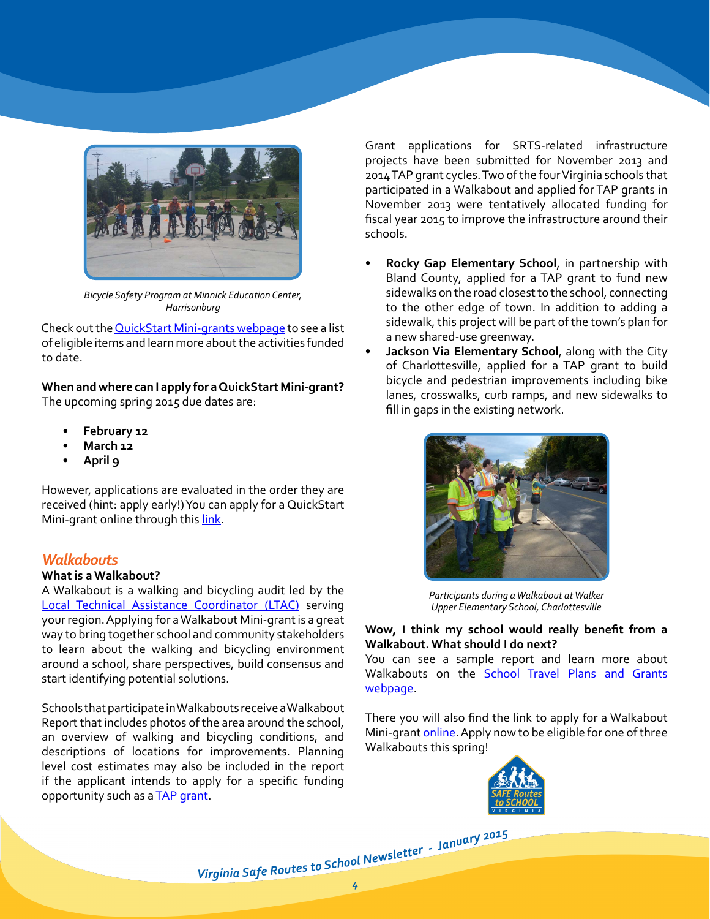*Bicycle Safety Program at Minnick Education Center, Harrisonburg*

Check out the QuickStart Mini-grants webpage to see a list of eligible items and learn more about the activities funded to date.

**When and where can I apply for a QuickStart Mini-grant?**
The upcoming spring 2015 due dates are:

- **February 12**
- **March 12**
- **April 9**

However, applications are evaluated in the order they are received (hint: apply early!) You can apply for a QuickStart Mini-grant online through this link.

## *Walkabouts*

**What is a Walkabout?**
A Walkabout is a walking and bicycling audit led by the Local Technical Assistance Coordinator (LTAC) serving your region. Applying for a Walkabout Mini-grant is a great way to bring together school and community stakeholders to learn about the walking and bicycling environment around a school, share perspectives, build consensus and start identifying potential solutions.

Schools that participate in Walkabouts receive a Walkabout Report that includes photos of the area around the school, an overview of walking and bicycling conditions, and descriptions of locations for improvements. Planning level cost estimates may also be included in the report if the applicant intends to apply for a specific funding opportunity such as a TAP grant.

Grant applications for SRTS-related infrastructure projects have been submitted for November 2013 and 2014 TAP grant cycles. Two of the four Virginia schools that participated in a Walkabout and applied for TAP grants in November 2013 were tentatively allocated funding for fiscal year 2015 to improve the infrastructure around their schools.

- **Rocky Gap Elementary School**, in partnership with Bland County, applied for a TAP grant to fund new sidewalks on the road closest to the school, connecting to the other edge of town. In addition to adding a sidewalk, this project will be part of the town's plan for a new shared-use greenway.
- **Jackson Via Elementary School**, along with the City of Charlottesville, applied for a TAP grant to build bicycle and pedestrian improvements including bike lanes, crosswalks, curb ramps, and new sidewalks to fill in gaps in the existing network.

*Participants during a Walkabout at Walker Upper Elementary School, Charlottesville*

**Wow, I think my school would really benefit from a Walkabout. What should I do next?**
You can see a sample report and learn more about Walkabouts on the School Travel Plans and Grants webpage.

There you will also find the link to apply for a Walkabout Mini-grant online. Apply now to be eligible for one of three Walkabouts this spring!

SAFE Routes to SCHOOL VIRGINIA